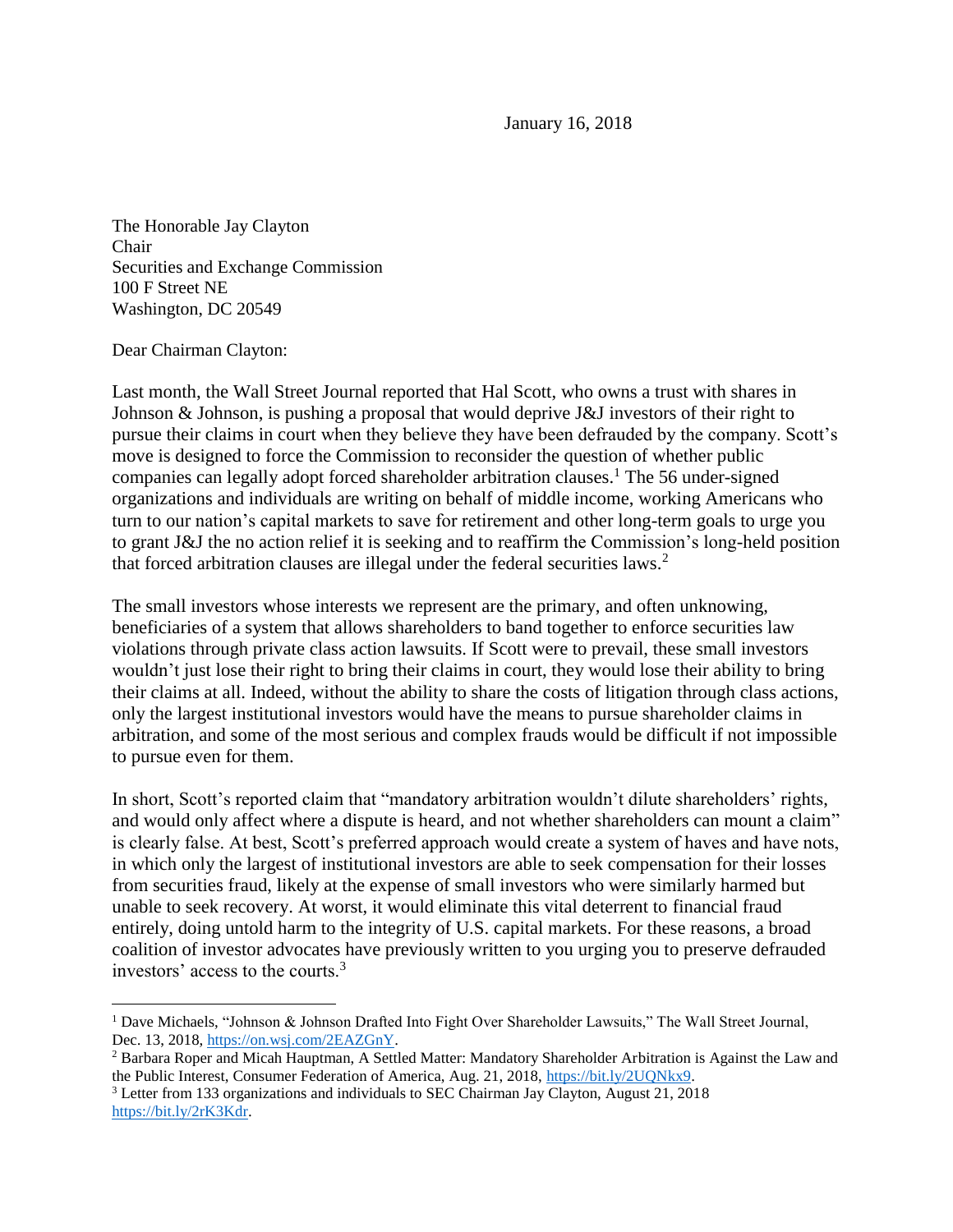January 16, 2018

The Honorable Jay Clayton
Chair
Securities and Exchange Commission
100 F Street NE
Washington, DC 20549

Dear Chairman Clayton:

Last month, the Wall Street Journal reported that Hal Scott, who owns a trust with shares in Johnson & Johnson, is pushing a proposal that would deprive J&J investors of their right to pursue their claims in court when they believe they have been defrauded by the company. Scott's move is designed to force the Commission to reconsider the question of whether public companies can legally adopt forced shareholder arbitration clauses.[1] The 56 under-signed organizations and individuals are writing on behalf of middle income, working Americans who turn to our nation's capital markets to save for retirement and other long-term goals to urge you to grant J&J the no action relief it is seeking and to reaffirm the Commission's long-held position that forced arbitration clauses are illegal under the federal securities laws.[2]

The small investors whose interests we represent are the primary, and often unknowing, beneficiaries of a system that allows shareholders to band together to enforce securities law violations through private class action lawsuits. If Scott were to prevail, these small investors wouldn't just lose their right to bring their claims in court, they would lose their ability to bring their claims at all. Indeed, without the ability to share the costs of litigation through class actions, only the largest institutional investors would have the means to pursue shareholder claims in arbitration, and some of the most serious and complex frauds would be difficult if not impossible to pursue even for them.

In short, Scott's reported claim that "mandatory arbitration wouldn't dilute shareholders' rights, and would only affect where a dispute is heard, and not whether shareholders can mount a claim" is clearly false. At best, Scott's preferred approach would create a system of haves and have nots, in which only the largest of institutional investors are able to seek compensation for their losses from securities fraud, likely at the expense of small investors who were similarly harmed but unable to seek recovery. At worst, it would eliminate this vital deterrent to financial fraud entirely, doing untold harm to the integrity of U.S. capital markets. For these reasons, a broad coalition of investor advocates have previously written to you urging you to preserve defrauded investors' access to the courts.[3]

---

[1] Dave Michaels, "Johnson & Johnson Drafted Into Fight Over Shareholder Lawsuits," The Wall Street Journal, Dec. 13, 2018, https://on.wsj.com/2EAZGnY.

[2] Barbara Roper and Micah Hauptman, A Settled Matter: Mandatory Shareholder Arbitration is Against the Law and the Public Interest, Consumer Federation of America, Aug. 21, 2018, https://bit.ly/2UQNkx9.

[3] Letter from 133 organizations and individuals to SEC Chairman Jay Clayton, August 21, 2018 https://bit.ly/2rK3Kdr.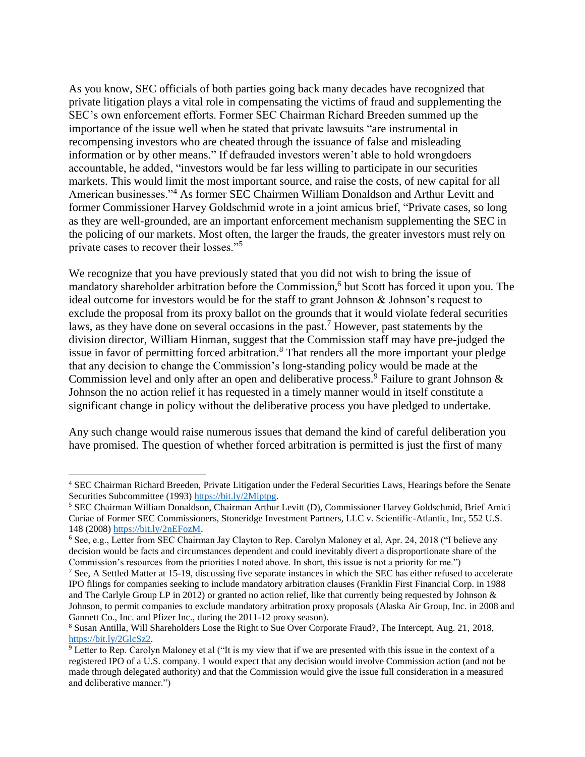As you know, SEC officials of both parties going back many decades have recognized that private litigation plays a vital role in compensating the victims of fraud and supplementing the SEC's own enforcement efforts. Former SEC Chairman Richard Breeden summed up the importance of the issue well when he stated that private lawsuits "are instrumental in recompensing investors who are cheated through the issuance of false and misleading information or by other means." If defrauded investors weren't able to hold wrongdoers accountable, he added, "investors would be far less willing to participate in our securities markets. This would limit the most important source, and raise the costs, of new capital for all American businesses."[4] As former SEC Chairmen William Donaldson and Arthur Levitt and former Commissioner Harvey Goldschmid wrote in a joint amicus brief, "Private cases, so long as they are well-grounded, are an important enforcement mechanism supplementing the SEC in the policing of our markets. Most often, the larger the frauds, the greater investors must rely on private cases to recover their losses."[5]

We recognize that you have previously stated that you did not wish to bring the issue of mandatory shareholder arbitration before the Commission,[6] but Scott has forced it upon you. The ideal outcome for investors would be for the staff to grant Johnson & Johnson's request to exclude the proposal from its proxy ballot on the grounds that it would violate federal securities laws, as they have done on several occasions in the past.[7] However, past statements by the division director, William Hinman, suggest that the Commission staff may have pre-judged the issue in favor of permitting forced arbitration.[8] That renders all the more important your pledge that any decision to change the Commission's long-standing policy would be made at the Commission level and only after an open and deliberative process.[9] Failure to grant Johnson & Johnson the no action relief it has requested in a timely manner would in itself constitute a significant change in policy without the deliberative process you have pledged to undertake.

Any such change would raise numerous issues that demand the kind of careful deliberation you have promised. The question of whether forced arbitration is permitted is just the first of many

---

[4] SEC Chairman Richard Breeden, Private Litigation under the Federal Securities Laws, Hearings before the Senate Securities Subcommittee (1993) https://bit.ly/2Miptpg.

[5] SEC Chairman William Donaldson, Chairman Arthur Levitt (D), Commissioner Harvey Goldschmid, Brief Amici Curiae of Former SEC Commissioners, Stoneridge Investment Partners, LLC v. Scientific-Atlantic, Inc, 552 U.S. 148 (2008) https://bit.ly/2nEFozM.

[6] See, e.g., Letter from SEC Chairman Jay Clayton to Rep. Carolyn Maloney et al, Apr. 24, 2018 ("I believe any decision would be facts and circumstances dependent and could inevitably divert a disproportionate share of the Commission's resources from the priorities I noted above. In short, this issue is not a priority for me.")

[7] See, A Settled Matter at 15-19, discussing five separate instances in which the SEC has either refused to accelerate IPO filings for companies seeking to include mandatory arbitration clauses (Franklin First Financial Corp. in 1988 and The Carlyle Group LP in 2012) or granted no action relief, like that currently being requested by Johnson & Johnson, to permit companies to exclude mandatory arbitration proxy proposals (Alaska Air Group, Inc. in 2008 and Gannett Co., Inc. and Pfizer Inc., during the 2011-12 proxy season).

[8] Susan Antilla, Will Shareholders Lose the Right to Sue Over Corporate Fraud?, The Intercept, Aug. 21, 2018, https://bit.ly/2GlcSz2.

[9] Letter to Rep. Carolyn Maloney et al ("It is my view that if we are presented with this issue in the context of a registered IPO of a U.S. company. I would expect that any decision would involve Commission action (and not be made through delegated authority) and that the Commission would give the issue full consideration in a measured and deliberative manner.")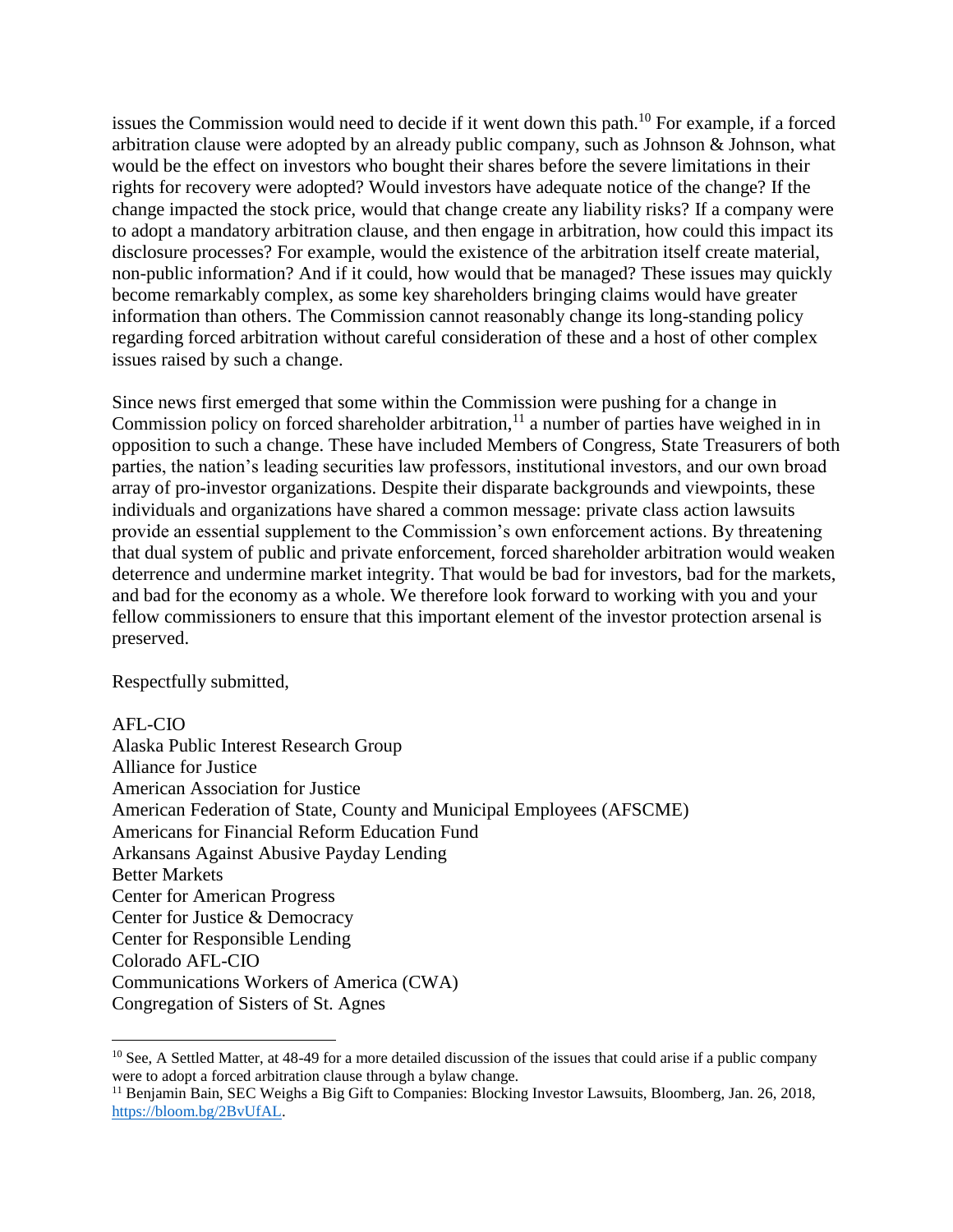issues the Commission would need to decide if it went down this path.[10] For example, if a forced arbitration clause were adopted by an already public company, such as Johnson & Johnson, what would be the effect on investors who bought their shares before the severe limitations in their rights for recovery were adopted? Would investors have adequate notice of the change? If the change impacted the stock price, would that change create any liability risks? If a company were to adopt a mandatory arbitration clause, and then engage in arbitration, how could this impact its disclosure processes? For example, would the existence of the arbitration itself create material, non-public information? And if it could, how would that be managed? These issues may quickly become remarkably complex, as some key shareholders bringing claims would have greater information than others. The Commission cannot reasonably change its long-standing policy regarding forced arbitration without careful consideration of these and a host of other complex issues raised by such a change.

Since news first emerged that some within the Commission were pushing for a change in Commission policy on forced shareholder arbitration,[11] a number of parties have weighed in in opposition to such a change. These have included Members of Congress, State Treasurers of both parties, the nation's leading securities law professors, institutional investors, and our own broad array of pro-investor organizations. Despite their disparate backgrounds and viewpoints, these individuals and organizations have shared a common message: private class action lawsuits provide an essential supplement to the Commission's own enforcement actions. By threatening that dual system of public and private enforcement, forced shareholder arbitration would weaken deterrence and undermine market integrity. That would be bad for investors, bad for the markets, and bad for the economy as a whole. We therefore look forward to working with you and your fellow commissioners to ensure that this important element of the investor protection arsenal is preserved.

Respectfully submitted,

AFL-CIO
Alaska Public Interest Research Group
Alliance for Justice
American Association for Justice
American Federation of State, County and Municipal Employees (AFSCME)
Americans for Financial Reform Education Fund
Arkansans Against Abusive Payday Lending
Better Markets
Center for American Progress
Center for Justice & Democracy
Center for Responsible Lending
Colorado AFL-CIO
Communications Workers of America (CWA)
Congregation of Sisters of St. Agnes

---

[10] See, A Settled Matter, at 48-49 for a more detailed discussion of the issues that could arise if a public company were to adopt a forced arbitration clause through a bylaw change.

[11] Benjamin Bain, SEC Weighs a Big Gift to Companies: Blocking Investor Lawsuits, Bloomberg, Jan. 26, 2018, https://bloom.bg/2BvUfAL.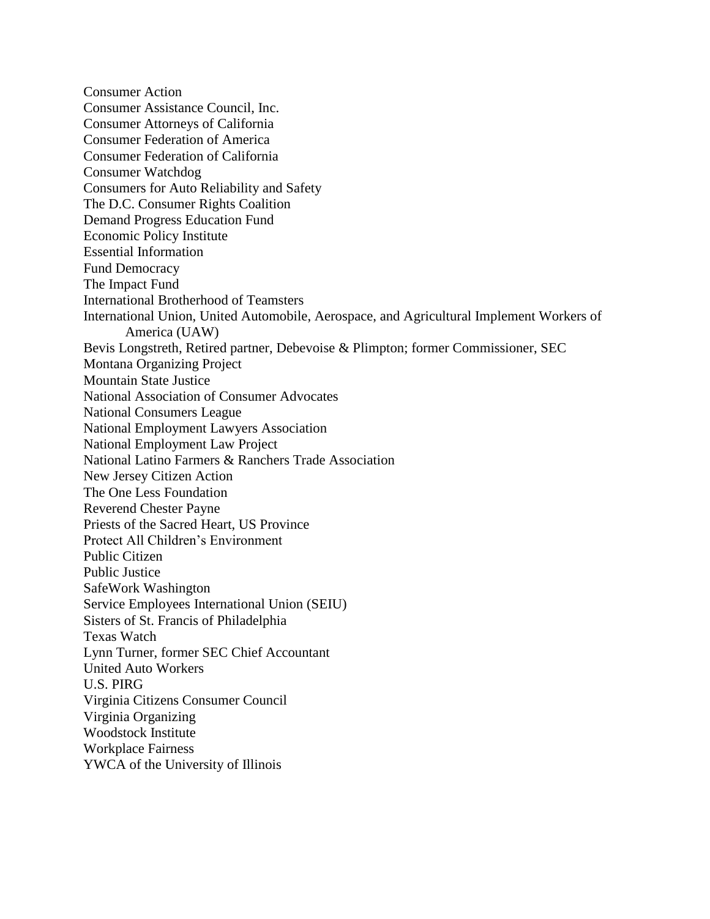Consumer Action
Consumer Assistance Council, Inc.
Consumer Attorneys of California
Consumer Federation of America
Consumer Federation of California
Consumer Watchdog
Consumers for Auto Reliability and Safety
The D.C. Consumer Rights Coalition
Demand Progress Education Fund
Economic Policy Institute
Essential Information
Fund Democracy
The Impact Fund
International Brotherhood of Teamsters
International Union, United Automobile, Aerospace, and Agricultural Implement Workers of America (UAW)
Bevis Longstreth, Retired partner, Debevoise & Plimpton; former Commissioner, SEC
Montana Organizing Project
Mountain State Justice
National Association of Consumer Advocates
National Consumers League
National Employment Lawyers Association
National Employment Law Project
National Latino Farmers & Ranchers Trade Association
New Jersey Citizen Action
The One Less Foundation
Reverend Chester Payne
Priests of the Sacred Heart, US Province
Protect All Children's Environment
Public Citizen
Public Justice
SafeWork Washington
Service Employees International Union (SEIU)
Sisters of St. Francis of Philadelphia
Texas Watch
Lynn Turner, former SEC Chief Accountant
United Auto Workers
U.S. PIRG
Virginia Citizens Consumer Council
Virginia Organizing
Woodstock Institute
Workplace Fairness
YWCA of the University of Illinois